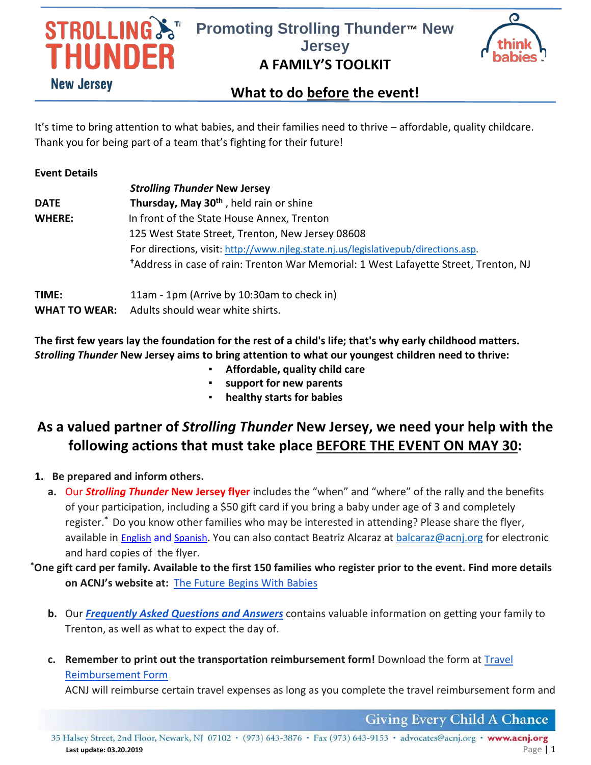STROLLING THUNDER™ New Jersey

# Promoting Strolling Thunder™ New Jersey

## A FAMILY'S TOOLKIT

think babies™

## What to do before the event!

It's time to bring attention to what babies, and their families need to thrive – affordable, quality childcare. Thank you for being part of a team that's fighting for their future!

**Event Details**

| | |
|---|---|
| | ***Strolling Thunder* New Jersey** |
| **DATE** | **Thursday, May 30th** , held rain or shine |
| **WHERE:** | In front of the State House Annex, Trenton<br>125 West State Street, Trenton, New Jersey 08608<br>For directions, visit: http://www.njleg.state.nj.us/legislativepub/directions.asp.<br>†Address in case of rain: Trenton War Memorial: 1 West Lafayette Street, Trenton, NJ |
| **TIME:** | 11am - 1pm (Arrive by 10:30am to check in) |
| **WHAT TO WEAR:** | Adults should wear white shirts. |

**The first few years lay the foundation for the rest of a child's life; that's why early childhood matters. *Strolling Thunder* New Jersey aims to bring attention to what our youngest children need to thrive:**

- **Affordable, quality child care**
- **support for new parents**
- **healthy starts for babies**

## As a valued partner of *Strolling Thunder* New Jersey, we need your help with the following actions that must take place BEFORE THE EVENT ON MAY 30:

1. **Be prepared and inform others.**
   a. Our ***Strolling Thunder* New Jersey flyer** includes the "when" and "where" of the rally and the benefits of your participation, including a $50 gift card if you bring a baby under age of 3 and completely register.* Do you know other families who may be interested in attending? Please share the flyer, available in English and Spanish. You can also contact Beatriz Alcaraz at balcaraz@acnj.org for electronic and hard copies of the flyer.

**\*One gift card per family. Available to the first 150 families who register prior to the event. Find more details on ACNJ's website at:** The Future Begins With Babies

   b. Our ***Frequently Asked Questions and Answers*** contains valuable information on getting your family to Trenton, as well as what to expect the day of.

   c. **Remember to print out the transportation reimbursement form!** Download the form at Travel Reimbursement Form
   ACNJ will reimburse certain travel expenses as long as you complete the travel reimbursement form and

Giving Every Child A Chance

35 Halsey Street, 2nd Floor, Newark, NJ 07102 · (973) 643-3876 · Fax (973) 643-9153 · advocates@acnj.org · www.acnj.org

Last update: 03.20.2019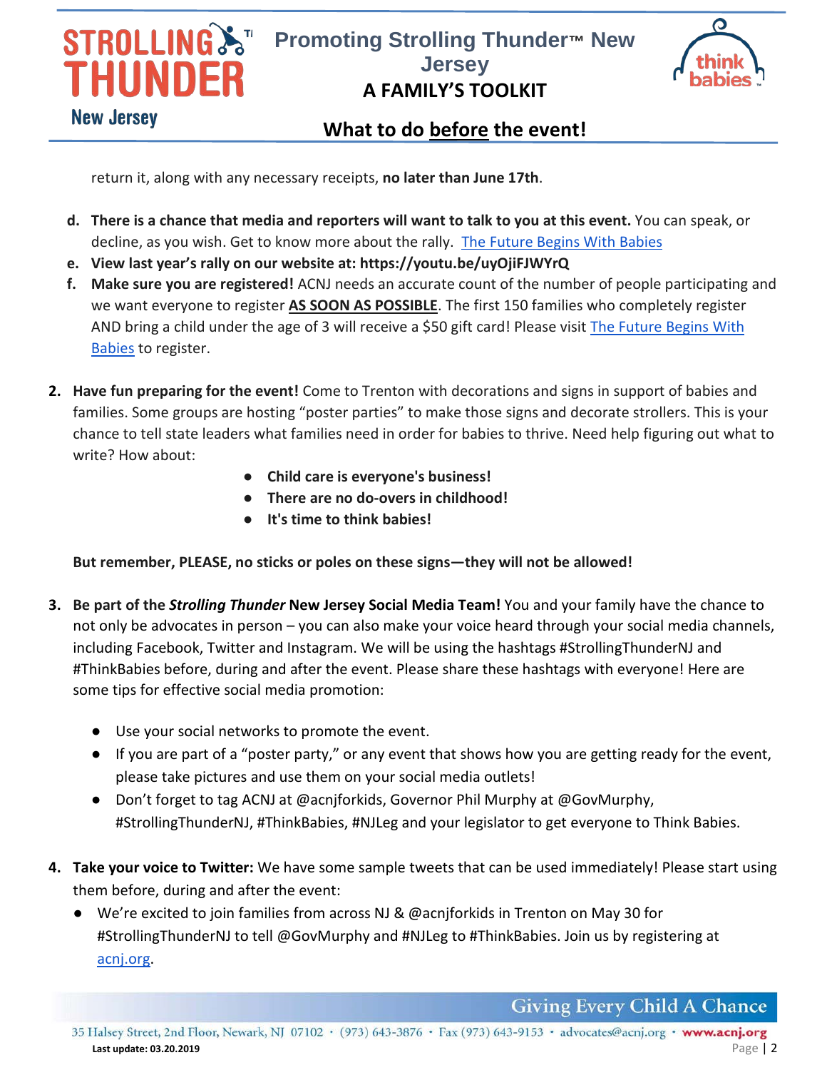return it, along with any necessary receipts, **no later than June 17th**.

d. **There is a chance that media and reporters will want to talk to you at this event.** You can speak, or decline, as you wish. Get to know more about the rally. [The Future Begins With Babies]
e. **View last year's rally on our website at: https://youtu.be/uyOjiFJWYrQ**
f. **Make sure you are registered!** ACNJ needs an accurate count of the number of people participating and we want everyone to register **AS SOON AS POSSIBLE**. The first 150 families who completely register AND bring a child under the age of 3 will receive a $50 gift card! Please visit [The Future Begins With Babies] to register.

2. **Have fun preparing for the event!** Come to Trenton with decorations and signs in support of babies and families. Some groups are hosting "poster parties" to make those signs and decorate strollers. This is your chance to tell state leaders what families need in order for babies to thrive. Need help figuring out what to write? How about:

   - **Child care is everyone's business!**
   - **There are no do-overs in childhood!**
   - **It's time to think babies!**

   **But remember, PLEASE, no sticks or poles on these signs—they will not be allowed!**

3. **Be part of the *Strolling Thunder* New Jersey Social Media Team!** You and your family have the chance to not only be advocates in person – you can also make your voice heard through your social media channels, including Facebook, Twitter and Instagram. We will be using the hashtags #StrollingThunderNJ and #ThinkBabies before, during and after the event. Please share these hashtags with everyone! Here are some tips for effective social media promotion:

   - Use your social networks to promote the event.
   - If you are part of a "poster party," or any event that shows how you are getting ready for the event, please take pictures and use them on your social media outlets!
   - Don't forget to tag ACNJ at @acnjforkids, Governor Phil Murphy at @GovMurphy, #StrollingThunderNJ, #ThinkBabies, #NJLeg and your legislator to get everyone to Think Babies.

4. **Take your voice to Twitter:** We have some sample tweets that can be used immediately! Please start using them before, during and after the event:
   - We're excited to join families from across NJ & @acnjforkids in Trenton on May 30 for #StrollingThunderNJ to tell @GovMurphy and #NJLeg to #ThinkBabies. Join us by registering at acnj.org.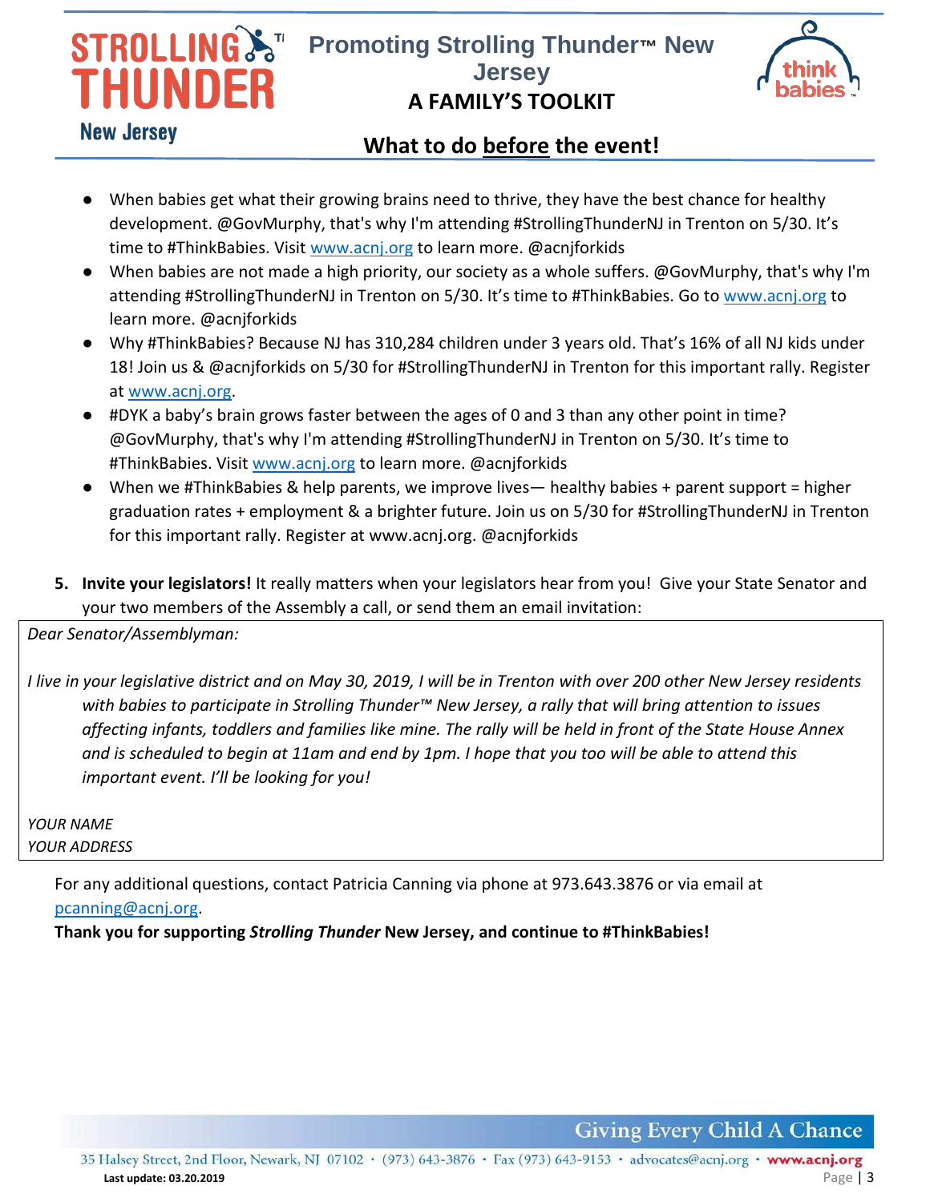# Promoting Strolling Thunder™ New Jersey

## A FAMILY'S TOOLKIT

### What to do **before** the event!

- When babies get what their growing brains need to thrive, they have the best chance for healthy development. @GovMurphy, that's why I'm attending #StrollingThunderNJ in Trenton on 5/30. It's time to #ThinkBabies. Visit www.acnj.org to learn more. @acnjforkids
- When babies are not made a high priority, our society as a whole suffers. @GovMurphy, that's why I'm attending #StrollingThunderNJ in Trenton on 5/30. It's time to #ThinkBabies. Go to www.acnj.org to learn more. @acnjforkids
- Why #ThinkBabies? Because NJ has 310,284 children under 3 years old. That's 16% of all NJ kids under 18! Join us & @acnjforkids on 5/30 for #StrollingThunderNJ in Trenton for this important rally. Register at www.acnj.org.
- #DYK a baby's brain grows faster between the ages of 0 and 3 than any other point in time? @GovMurphy, that's why I'm attending #StrollingThunderNJ in Trenton on 5/30. It's time to #ThinkBabies. Visit www.acnj.org to learn more. @acnjforkids
- When we #ThinkBabies & help parents, we improve lives— healthy babies + parent support = higher graduation rates + employment & a brighter future. Join us on 5/30 for #StrollingThunderNJ in Trenton for this important rally. Register at www.acnj.org. @acnjforkids

5. **Invite your legislators!** It really matters when your legislators hear from you! Give your State Senator and your two members of the Assembly a call, or send them an email invitation:

*Dear Senator/Assemblyman:*

*I live in your legislative district and on May 30, 2019, I will be in Trenton with over 200 other New Jersey residents with babies to participate in Strolling Thunder™ New Jersey, a rally that will bring attention to issues affecting infants, toddlers and families like mine. The rally will be held in front of the State House Annex and is scheduled to begin at 11am and end by 1pm. I hope that you too will be able to attend this important event. I'll be looking for you!*

*YOUR NAME*
*YOUR ADDRESS*

For any additional questions, contact Patricia Canning via phone at 973.643.3876 or via email at pcanning@acnj.org.

**Thank you for supporting *Strolling Thunder* New Jersey, and continue to #ThinkBabies!**

Giving Every Child A Chance

35 Halsey Street, 2nd Floor, Newark, NJ 07102 · (973) 643-3876 · Fax (973) 643-9153 · advocates@acnj.org · www.acnj.org

Last update: 03.20.2019